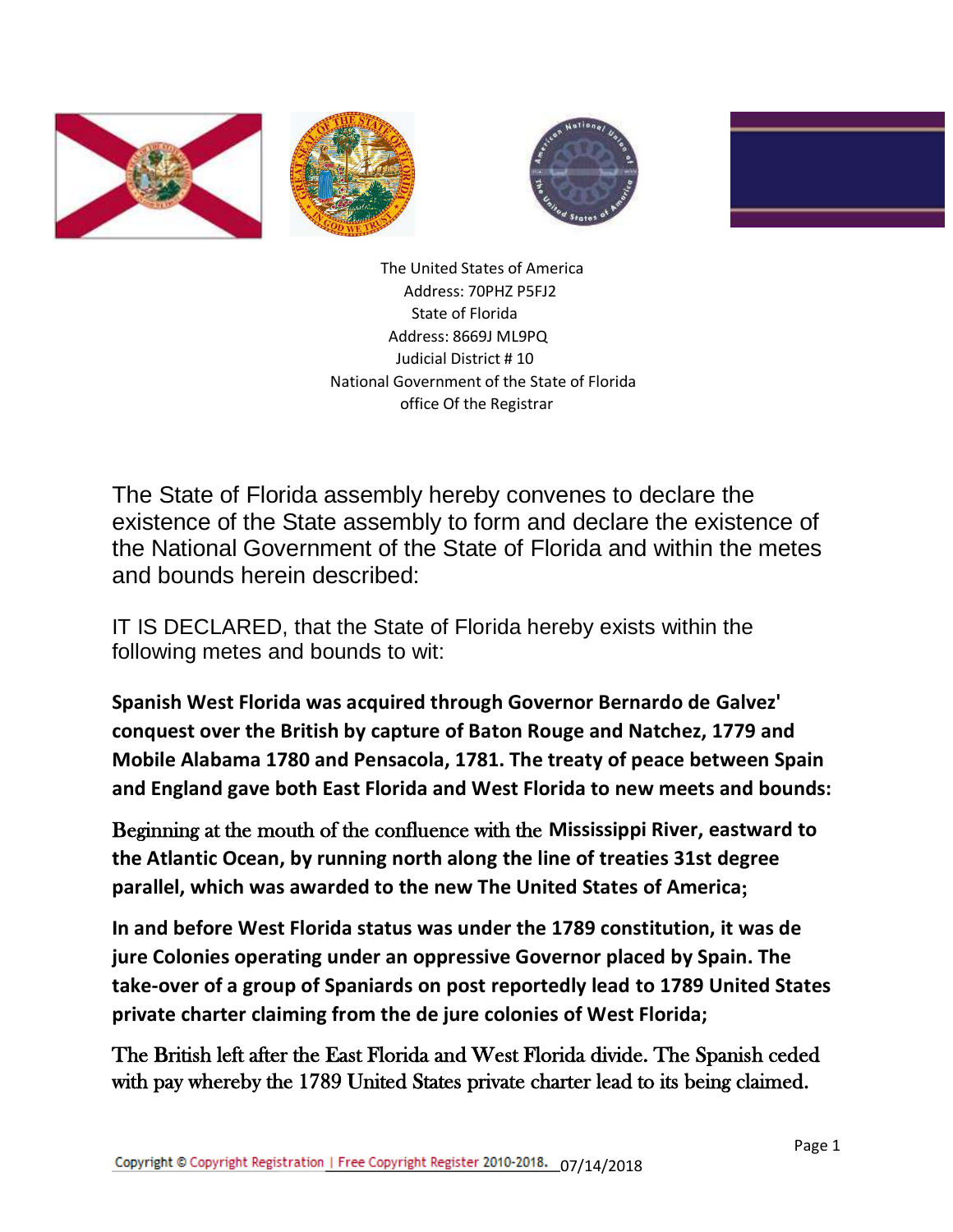The United States of America
Address: 70PHZ P5FJ2
State of Florida
Address: 8669J ML9PQ
Judicial District # 10
National Government of the State of Florida
office Of the Registrar

The State of Florida assembly hereby convenes to declare the existence of the State assembly to form and declare the existence of the National Government of the State of Florida and within the metes and bounds herein described:

IT IS DECLARED, that the State of Florida hereby exists within the following metes and bounds to wit:

**Spanish West Florida was acquired through Governor Bernardo de Galvez' conquest over the British by capture of Baton Rouge and Natchez, 1779 and Mobile Alabama 1780 and Pensacola, 1781. The treaty of peace between Spain and England gave both East Florida and West Florida to new meets and bounds:**

Beginning at the mouth of the confluence with the **Mississippi River, eastward to the Atlantic Ocean, by running north along the line of treaties 31st degree parallel, which was awarded to the new The United States of America;**

**In and before West Florida status was under the 1789 constitution, it was de jure Colonies operating under an oppressive Governor placed by Spain. The take-over of a group of Spaniards on post reportedly lead to 1789 United States private charter claiming from the de jure colonies of West Florida;**

The British left after the East Florida and West Florida divide. The Spanish ceded with pay whereby the 1789 United States private charter lead to its being claimed.

Copyright © Copyright Registration | Free Copyright Register 2010-2018. 07/14/2018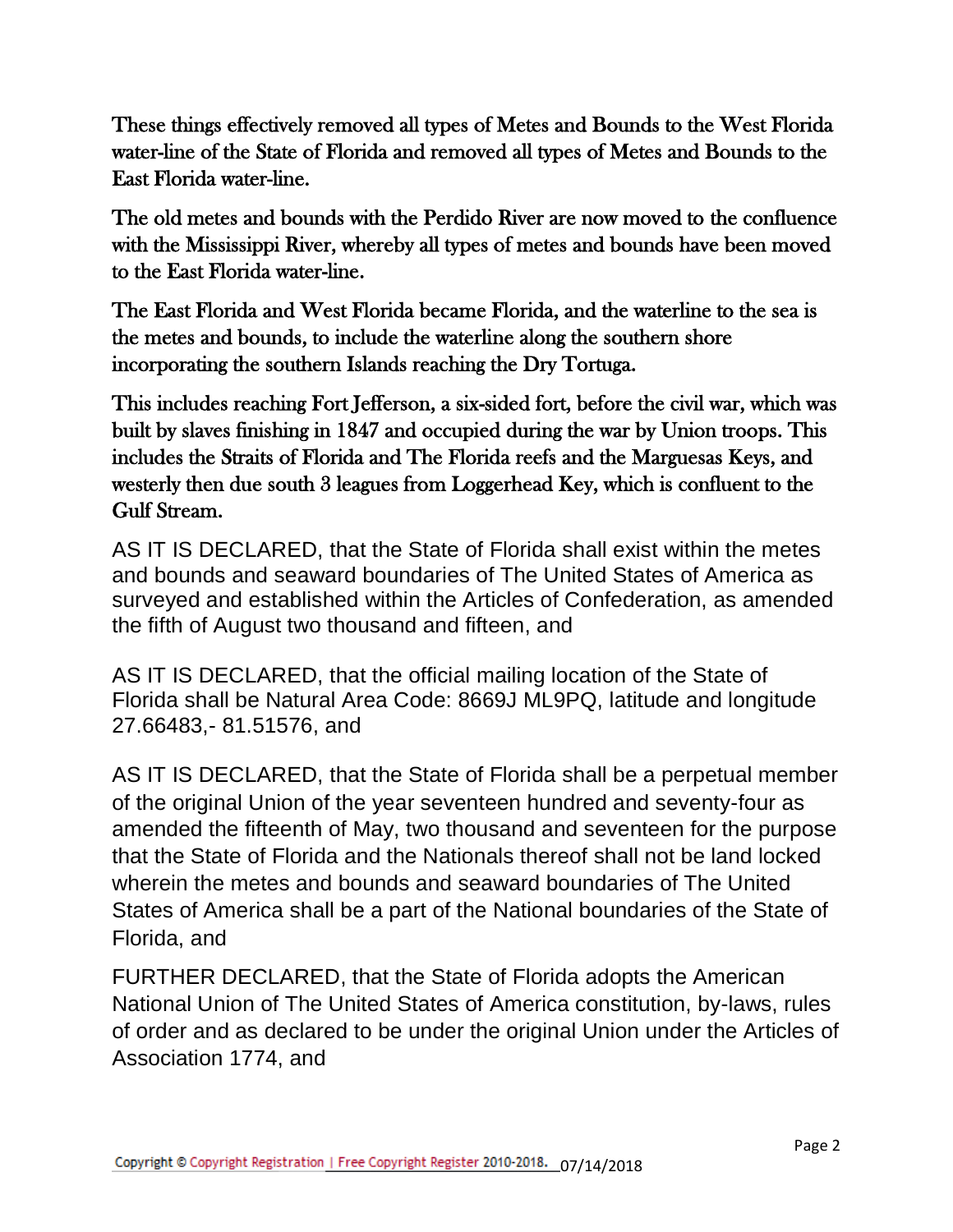These things effectively removed all types of Metes and Bounds to the West Florida water-line of the State of Florida and removed all types of Metes and Bounds to the East Florida water-line.

The old metes and bounds with the Perdido River are now moved to the confluence with the Mississippi River, whereby all types of metes and bounds have been moved to the East Florida water-line.

The East Florida and West Florida became Florida, and the waterline to the sea is the metes and bounds, to include the waterline along the southern shore incorporating the southern Islands reaching the Dry Tortuga.

This includes reaching Fort Jefferson, a six-sided fort, before the civil war, which was built by slaves finishing in 1847 and occupied during the war by Union troops. This includes the Straits of Florida and The Florida reefs and the Marguesas Keys, and westerly then due south 3 leagues from Loggerhead Key, which is confluent to the Gulf Stream.

AS IT IS DECLARED, that the State of Florida shall exist within the metes and bounds and seaward boundaries of The United States of America as surveyed and established within the Articles of Confederation, as amended the fifth of August two thousand and fifteen, and

AS IT IS DECLARED, that the official mailing location of the State of Florida shall be Natural Area Code: 8669J ML9PQ, latitude and longitude 27.66483,- 81.51576, and

AS IT IS DECLARED, that the State of Florida shall be a perpetual member of the original Union of the year seventeen hundred and seventy-four as amended the fifteenth of May, two thousand and seventeen for the purpose that the State of Florida and the Nationals thereof shall not be land locked wherein the metes and bounds and seaward boundaries of The United States of America shall be a part of the National boundaries of the State of Florida, and

FURTHER DECLARED, that the State of Florida adopts the American National Union of The United States of America constitution, by-laws, rules of order and as declared to be under the original Union under the Articles of Association 1774, and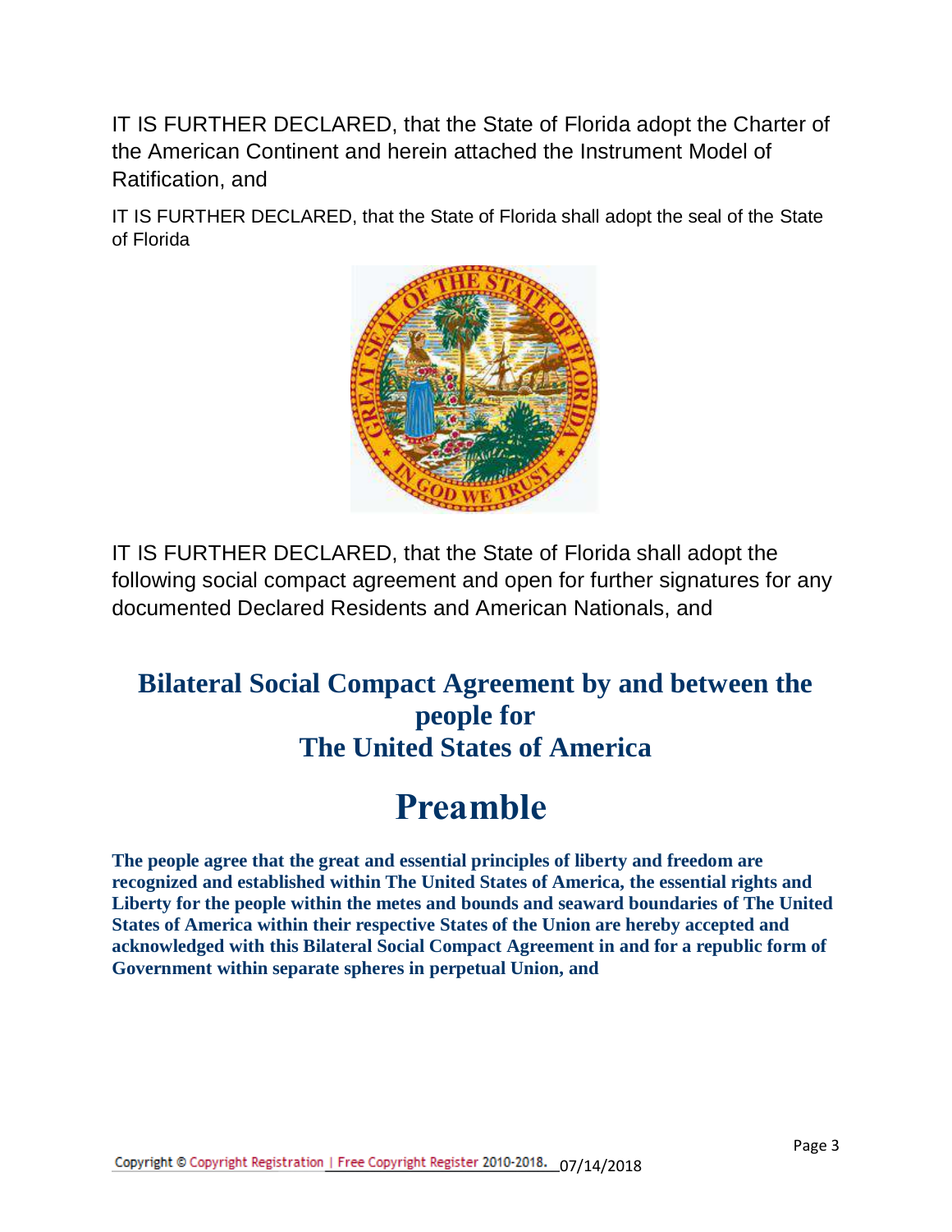IT IS FURTHER DECLARED, that the State of Florida adopt the Charter of the American Continent and herein attached the Instrument Model of Ratification, and

IT IS FURTHER DECLARED, that the State of Florida shall adopt the seal of the State of Florida

IT IS FURTHER DECLARED, that the State of Florida shall adopt the following social compact agreement and open for further signatures for any documented Declared Residents and American Nationals, and

## Bilateral Social Compact Agreement by and between the people for The United States of America

# Preamble

**The people agree that the great and essential principles of liberty and freedom are recognized and established within The United States of America, the essential rights and Liberty for the people within the metes and bounds and seaward boundaries of The United States of America within their respective States of the Union are hereby accepted and acknowledged with this Bilateral Social Compact Agreement in and for a republic form of Government within separate spheres in perpetual Union, and**

Copyright © Copyright Registration | Free Copyright Register 2010-2018. 07/14/2018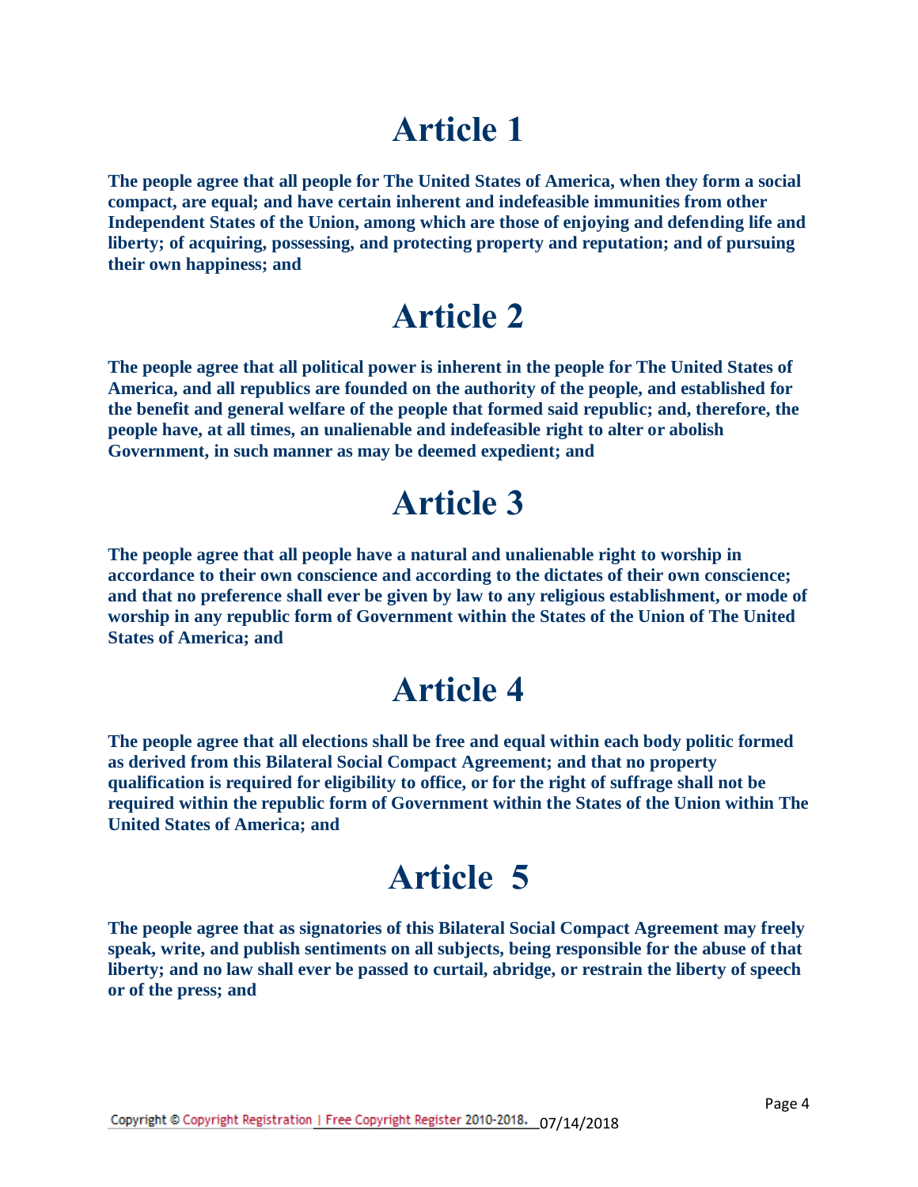# Article 1

**The people agree that all people for The United States of America, when they form a social compact, are equal; and have certain inherent and indefeasible immunities from other Independent States of the Union, among which are those of enjoying and defending life and liberty; of acquiring, possessing, and protecting property and reputation; and of pursuing their own happiness; and**

# Article 2

**The people agree that all political power is inherent in the people for The United States of America, and all republics are founded on the authority of the people, and established for the benefit and general welfare of the people that formed said republic; and, therefore, the people have, at all times, an unalienable and indefeasible right to alter or abolish Government, in such manner as may be deemed expedient; and**

# Article 3

**The people agree that all people have a natural and unalienable right to worship in accordance to their own conscience and according to the dictates of their own conscience; and that no preference shall ever be given by law to any religious establishment, or mode of worship in any republic form of Government within the States of the Union of The United States of America; and**

# Article 4

**The people agree that all elections shall be free and equal within each body politic formed as derived from this Bilateral Social Compact Agreement; and that no property qualification is required for eligibility to office, or for the right of suffrage shall not be required within the republic form of Government within the States of the Union within The United States of America; and**

# Article 5

**The people agree that as signatories of this Bilateral Social Compact Agreement may freely speak, write, and publish sentiments on all subjects, being responsible for the abuse of that liberty; and no law shall ever be passed to curtail, abridge, or restrain the liberty of speech or of the press; and**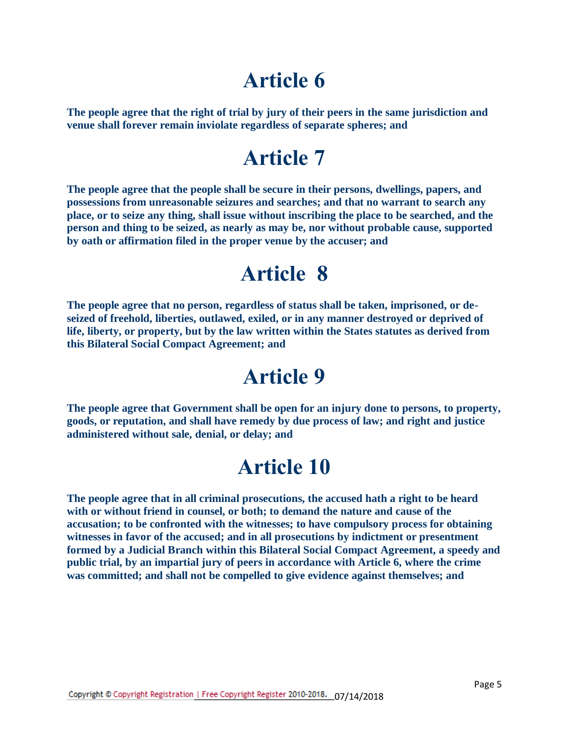# Article 6

**The people agree that the right of trial by jury of their peers in the same jurisdiction and venue shall forever remain inviolate regardless of separate spheres; and**

# Article 7

**The people agree that the people shall be secure in their persons, dwellings, papers, and possessions from unreasonable seizures and searches; and that no warrant to search any place, or to seize any thing, shall issue without inscribing the place to be searched, and the person and thing to be seized, as nearly as may be, nor without probable cause, supported by oath or affirmation filed in the proper venue by the accuser; and**

# Article 8

**The people agree that no person, regardless of status shall be taken, imprisoned, or de-seized of freehold, liberties, outlawed, exiled, or in any manner destroyed or deprived of life, liberty, or property, but by the law written within the States statutes as derived from this Bilateral Social Compact Agreement; and**

# Article 9

**The people agree that Government shall be open for an injury done to persons, to property, goods, or reputation, and shall have remedy by due process of law; and right and justice administered without sale, denial, or delay; and**

# Article 10

**The people agree that in all criminal prosecutions, the accused hath a right to be heard with or without friend in counsel, or both; to demand the nature and cause of the accusation; to be confronted with the witnesses; to have compulsory process for obtaining witnesses in favor of the accused; and in all prosecutions by indictment or presentment formed by a Judicial Branch within this Bilateral Social Compact Agreement, a speedy and public trial, by an impartial jury of peers in accordance with Article 6, where the crime was committed; and shall not be compelled to give evidence against themselves; and**

Copyright © Copyright Registration | Free Copyright Register 2010-2018. 07/14/2018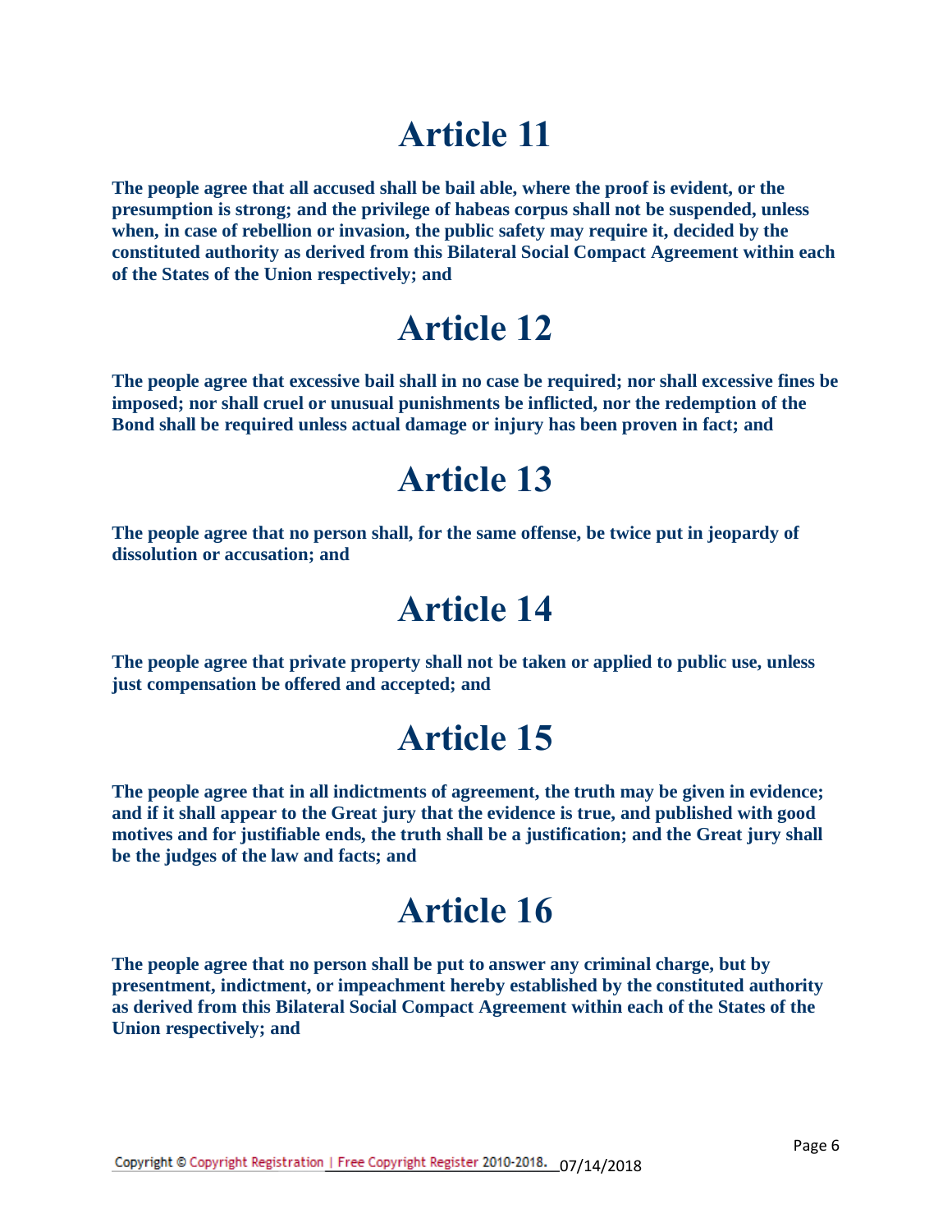# Article 11

**The people agree that all accused shall be bail able, where the proof is evident, or the presumption is strong; and the privilege of habeas corpus shall not be suspended, unless when, in case of rebellion or invasion, the public safety may require it, decided by the constituted authority as derived from this Bilateral Social Compact Agreement within each of the States of the Union respectively; and**

# Article 12

**The people agree that excessive bail shall in no case be required; nor shall excessive fines be imposed; nor shall cruel or unusual punishments be inflicted, nor the redemption of the Bond shall be required unless actual damage or injury has been proven in fact; and**

# Article 13

**The people agree that no person shall, for the same offense, be twice put in jeopardy of dissolution or accusation; and**

# Article 14

**The people agree that private property shall not be taken or applied to public use, unless just compensation be offered and accepted; and**

# Article 15

**The people agree that in all indictments of agreement, the truth may be given in evidence; and if it shall appear to the Great jury that the evidence is true, and published with good motives and for justifiable ends, the truth shall be a justification; and the Great jury shall be the judges of the law and facts; and**

# Article 16

**The people agree that no person shall be put to answer any criminal charge, but by presentment, indictment, or impeachment hereby established by the constituted authority as derived from this Bilateral Social Compact Agreement within each of the States of the Union respectively; and**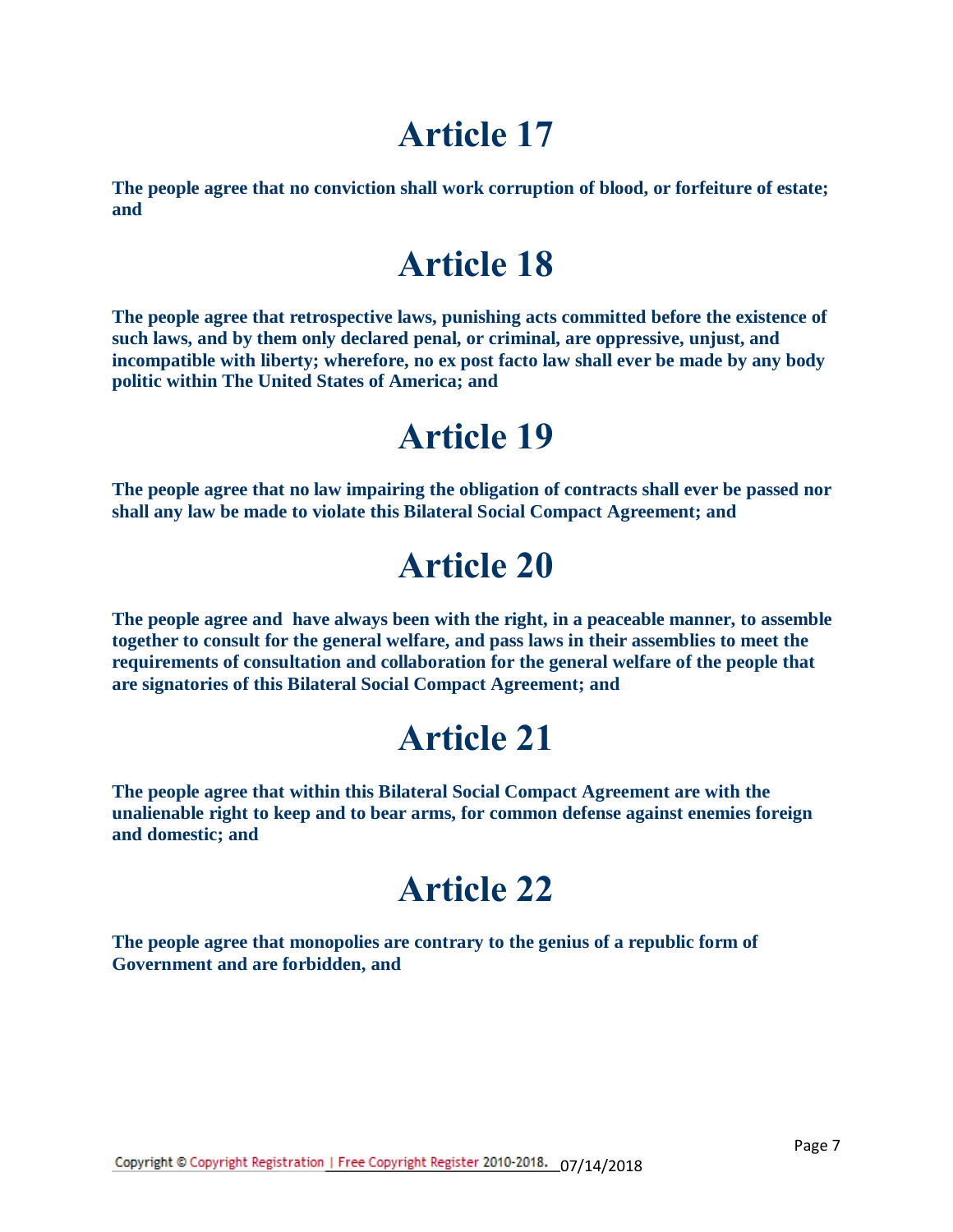# Article 17

**The people agree that no conviction shall work corruption of blood, or forfeiture of estate; and**

# Article 18

**The people agree that retrospective laws, punishing acts committed before the existence of such laws, and by them only declared penal, or criminal, are oppressive, unjust, and incompatible with liberty; wherefore, no ex post facto law shall ever be made by any body politic within The United States of America; and**

# Article 19

**The people agree that no law impairing the obligation of contracts shall ever be passed nor shall any law be made to violate this Bilateral Social Compact Agreement; and**

# Article 20

**The people agree and have always been with the right, in a peaceable manner, to assemble together to consult for the general welfare, and pass laws in their assemblies to meet the requirements of consultation and collaboration for the general welfare of the people that are signatories of this Bilateral Social Compact Agreement; and**

# Article 21

**The people agree that within this Bilateral Social Compact Agreement are with the unalienable right to keep and to bear arms, for common defense against enemies foreign and domestic; and**

# Article 22

**The people agree that monopolies are contrary to the genius of a republic form of Government and are forbidden, and**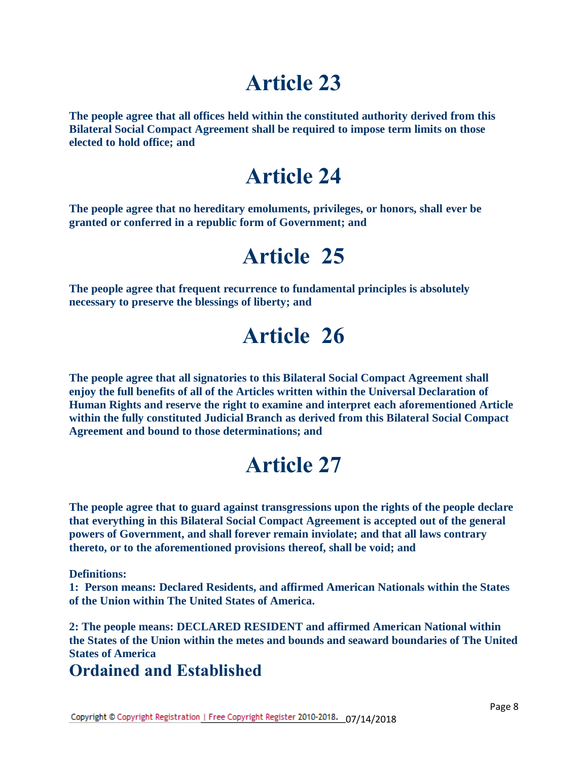# Article 23

**The people agree that all offices held within the constituted authority derived from this Bilateral Social Compact Agreement shall be required to impose term limits on those elected to hold office; and**

# Article 24

**The people agree that no hereditary emoluments, privileges, or honors, shall ever be granted or conferred in a republic form of Government; and**

# Article 25

**The people agree that frequent recurrence to fundamental principles is absolutely necessary to preserve the blessings of liberty; and**

# Article 26

**The people agree that all signatories to this Bilateral Social Compact Agreement shall enjoy the full benefits of all of the Articles written within the Universal Declaration of Human Rights and reserve the right to examine and interpret each aforementioned Article within the fully constituted Judicial Branch as derived from this Bilateral Social Compact Agreement and bound to those determinations; and**

# Article 27

**The people agree that to guard against transgressions upon the rights of the people declare that everything in this Bilateral Social Compact Agreement is accepted out of the general powers of Government, and shall forever remain inviolate; and that all laws contrary thereto, or to the aforementioned provisions thereof, shall be void; and**

**Definitions:**

**1: Person means: Declared Residents, and affirmed American Nationals within the States of the Union within The United States of America.**

**2: The people means: DECLARED RESIDENT and affirmed American National within the States of the Union within the metes and bounds and seaward boundaries of The United States of America**

## Ordained and Established

Copyright © Copyright Registration | Free Copyright Register 2010-2018. 07/14/2018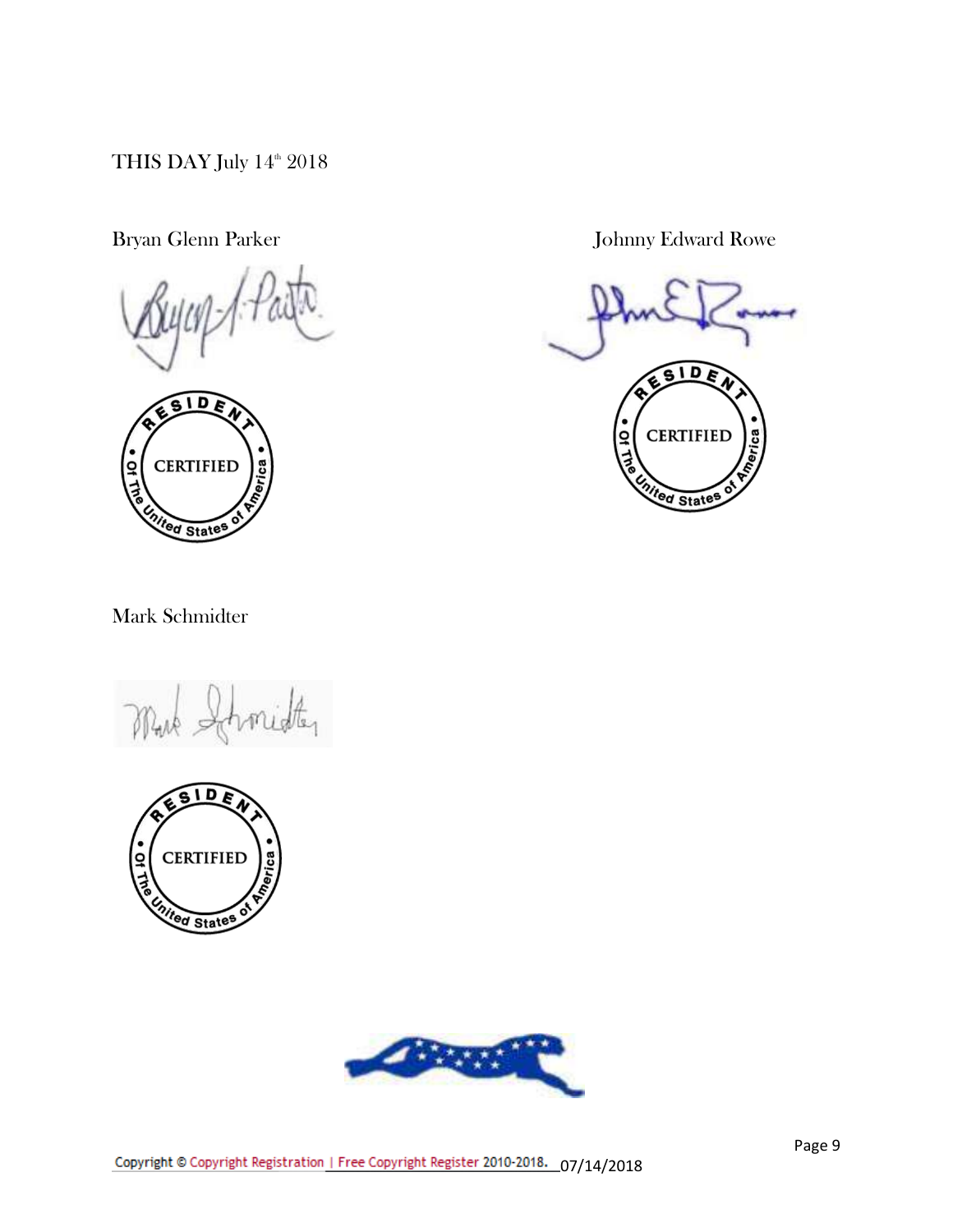THIS DAY July 14th 2018

Bryan Glenn Parker

Johnny Edward Rowe

Mark Schmidter

Copyright © Copyright Registration | Free Copyright Register 2010-2018. 07/14/2018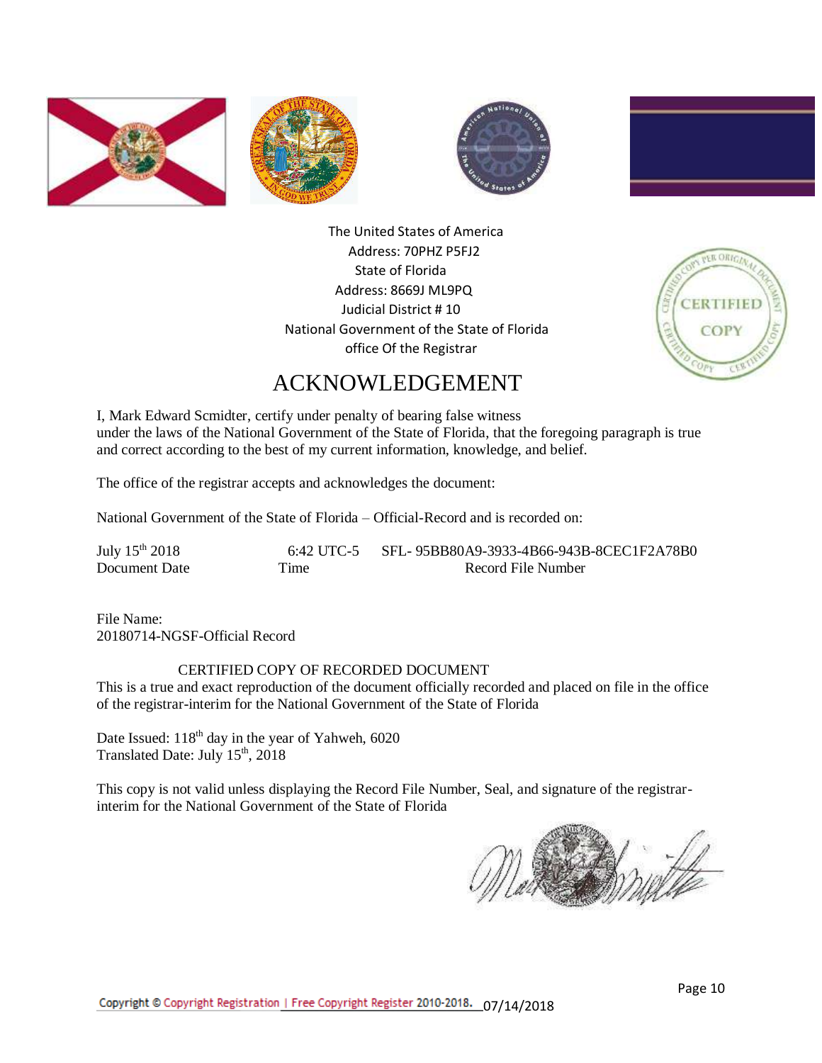The United States of America
Address: 70PHZ P5FJ2
State of Florida
Address: 8669J ML9PQ
Judicial District # 10
National Government of the State of Florida
office Of the Registrar

CERTIFIED COPY

# ACKNOWLEDGEMENT

I, Mark Edward Scmidter, certify under penalty of bearing false witness under the laws of the National Government of the State of Florida, that the foregoing paragraph is true and correct according to the best of my current information, knowledge, and belief.

The office of the registrar accepts and acknowledges the document:

National Government of the State of Florida – Official-Record and is recorded on:

| | | |
|---|---|---|
| July 15th 2018 | 6:42 UTC-5 | SFL- 95BB80A9-3933-4B66-943B-8CEC1F2A78B0 |
| Document Date | Time | Record File Number |

File Name:
20180714-NGSF-Official Record

CERTIFIED COPY OF RECORDED DOCUMENT

This is a true and exact reproduction of the document officially recorded and placed on file in the office of the registrar-interim for the National Government of the State of Florida

Date Issued: 118th day in the year of Yahweh, 6020
Translated Date: July 15th, 2018

This copy is not valid unless displaying the Record File Number, Seal, and signature of the registrar-interim for the National Government of the State of Florida

Copyright © Copyright Registration | Free Copyright Register 2010-2018. 07/14/2018